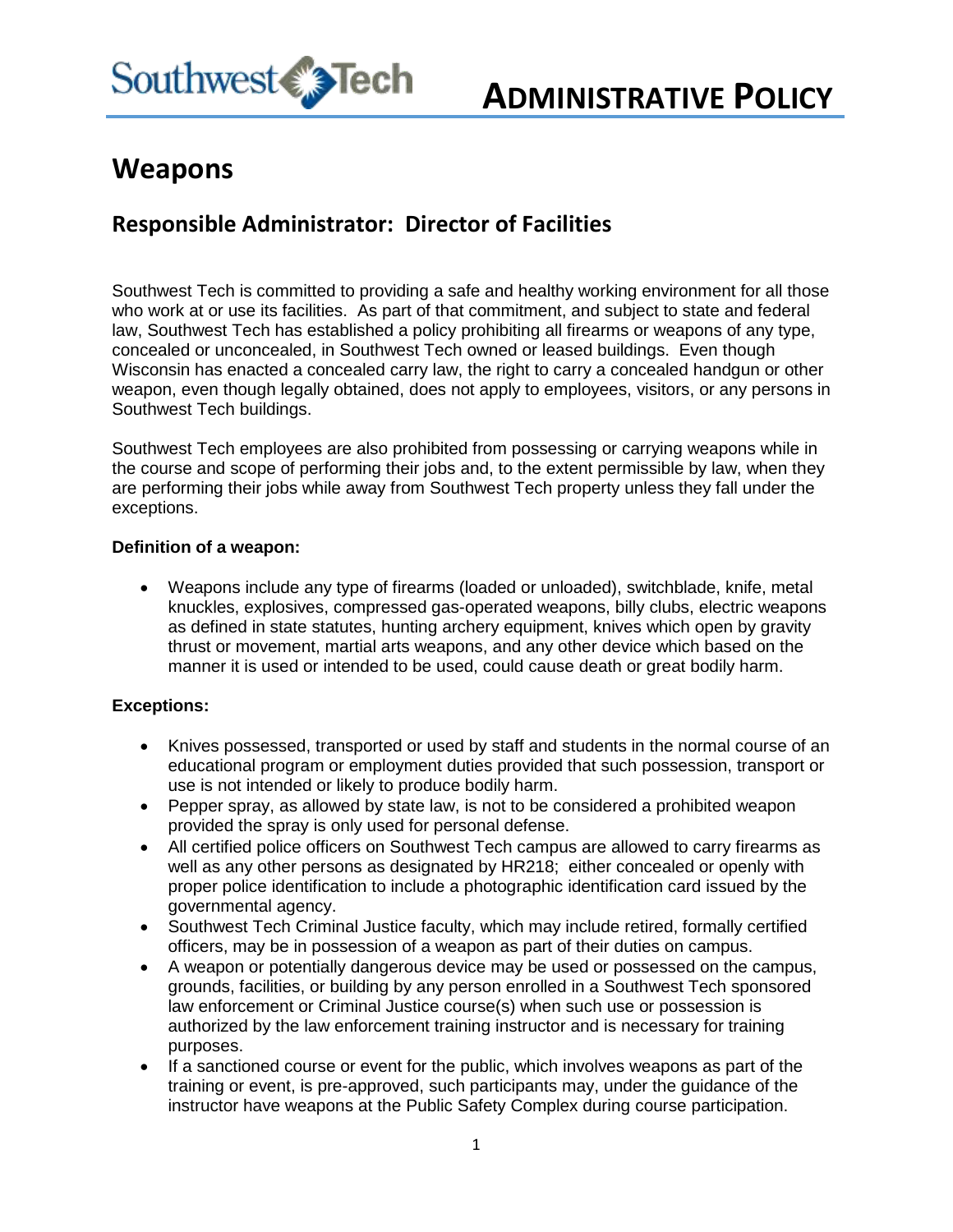Southwest Tech

# ADMINISTRATIVE POLICY

# Weapons

## Responsible Administrator: Director of Facilities

Southwest Tech is committed to providing a safe and healthy working environment for all those who work at or use its facilities. As part of that commitment, and subject to state and federal law, Southwest Tech has established a policy prohibiting all firearms or weapons of any type, concealed or unconcealed, in Southwest Tech owned or leased buildings. Even though Wisconsin has enacted a concealed carry law, the right to carry a concealed handgun or other weapon, even though legally obtained, does not apply to employees, visitors, or any persons in Southwest Tech buildings.

Southwest Tech employees are also prohibited from possessing or carrying weapons while in the course and scope of performing their jobs and, to the extent permissible by law, when they are performing their jobs while away from Southwest Tech property unless they fall under the exceptions.

**Definition of a weapon:**

- Weapons include any type of firearms (loaded or unloaded), switchblade, knife, metal knuckles, explosives, compressed gas-operated weapons, billy clubs, electric weapons as defined in state statutes, hunting archery equipment, knives which open by gravity thrust or movement, martial arts weapons, and any other device which based on the manner it is used or intended to be used, could cause death or great bodily harm.

**Exceptions:**

- Knives possessed, transported or used by staff and students in the normal course of an educational program or employment duties provided that such possession, transport or use is not intended or likely to produce bodily harm.
- Pepper spray, as allowed by state law, is not to be considered a prohibited weapon provided the spray is only used for personal defense.
- All certified police officers on Southwest Tech campus are allowed to carry firearms as well as any other persons as designated by HR218; either concealed or openly with proper police identification to include a photographic identification card issued by the governmental agency.
- Southwest Tech Criminal Justice faculty, which may include retired, formally certified officers, may be in possession of a weapon as part of their duties on campus.
- A weapon or potentially dangerous device may be used or possessed on the campus, grounds, facilities, or building by any person enrolled in a Southwest Tech sponsored law enforcement or Criminal Justice course(s) when such use or possession is authorized by the law enforcement training instructor and is necessary for training purposes.
- If a sanctioned course or event for the public, which involves weapons as part of the training or event, is pre-approved, such participants may, under the guidance of the instructor have weapons at the Public Safety Complex during course participation.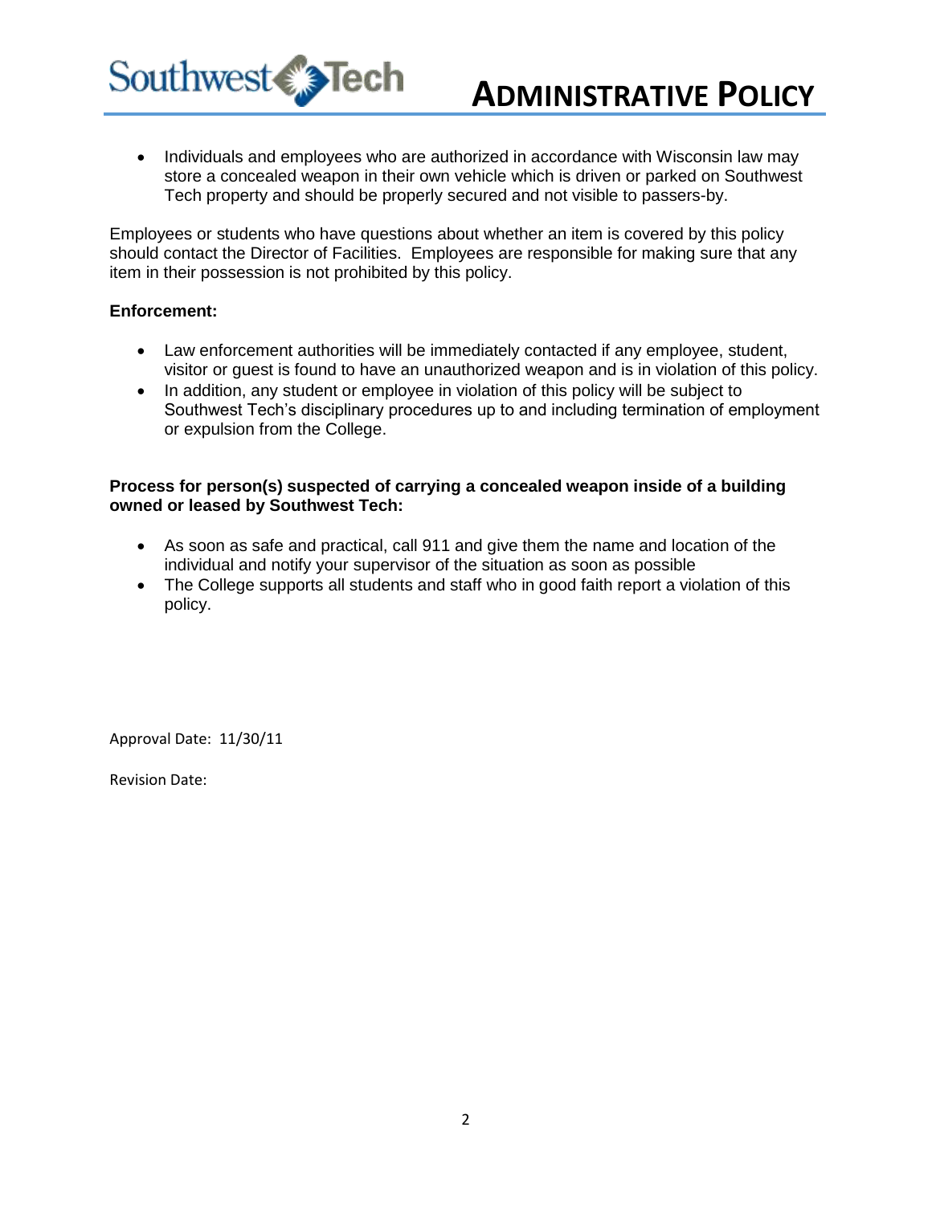- Individuals and employees who are authorized in accordance with Wisconsin law may store a concealed weapon in their own vehicle which is driven or parked on Southwest Tech property and should be properly secured and not visible to passers-by.

Employees or students who have questions about whether an item is covered by this policy should contact the Director of Facilities. Employees are responsible for making sure that any item in their possession is not prohibited by this policy.

**Enforcement:**

- Law enforcement authorities will be immediately contacted if any employee, student, visitor or guest is found to have an unauthorized weapon and is in violation of this policy.
- In addition, any student or employee in violation of this policy will be subject to Southwest Tech's disciplinary procedures up to and including termination of employment or expulsion from the College.

**Process for person(s) suspected of carrying a concealed weapon inside of a building owned or leased by Southwest Tech:**

- As soon as safe and practical, call 911 and give them the name and location of the individual and notify your supervisor of the situation as soon as possible
- The College supports all students and staff who in good faith report a violation of this policy.

Approval Date: 11/30/11

Revision Date: